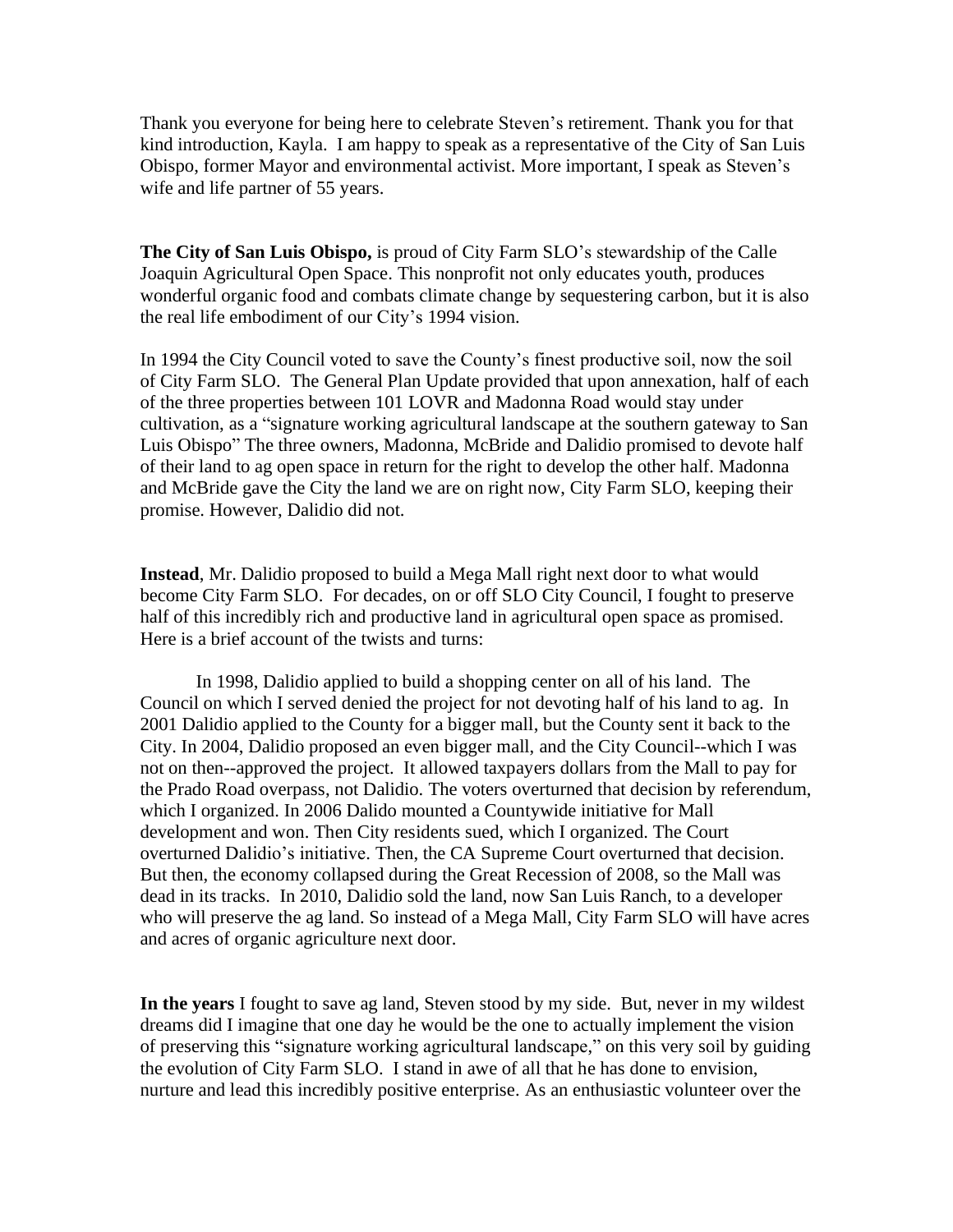Thank you everyone for being here to celebrate Steven's retirement. Thank you for that kind introduction, Kayla. I am happy to speak as a representative of the City of San Luis Obispo, former Mayor and environmental activist. More important, I speak as Steven's wife and life partner of 55 years.

**The City of San Luis Obispo,** is proud of City Farm SLO's stewardship of the Calle Joaquin Agricultural Open Space. This nonprofit not only educates youth, produces wonderful organic food and combats climate change by sequestering carbon, but it is also the real life embodiment of our City's 1994 vision.

In 1994 the City Council voted to save the County's finest productive soil, now the soil of City Farm SLO. The General Plan Update provided that upon annexation, half of each of the three properties between 101 LOVR and Madonna Road would stay under cultivation, as a "signature working agricultural landscape at the southern gateway to San Luis Obispo" The three owners, Madonna, McBride and Dalidio promised to devote half of their land to ag open space in return for the right to develop the other half. Madonna and McBride gave the City the land we are on right now, City Farm SLO, keeping their promise. However, Dalidio did not.

**Instead**, Mr. Dalidio proposed to build a Mega Mall right next door to what would become City Farm SLO. For decades, on or off SLO City Council, I fought to preserve half of this incredibly rich and productive land in agricultural open space as promised. Here is a brief account of the twists and turns:

In 1998, Dalidio applied to build a shopping center on all of his land. The Council on which I served denied the project for not devoting half of his land to ag. In 2001 Dalidio applied to the County for a bigger mall, but the County sent it back to the City. In 2004, Dalidio proposed an even bigger mall, and the City Council--which I was not on then--approved the project. It allowed taxpayers dollars from the Mall to pay for the Prado Road overpass, not Dalidio. The voters overturned that decision by referendum, which I organized. In 2006 Dalido mounted a Countywide initiative for Mall development and won. Then City residents sued, which I organized. The Court overturned Dalidio's initiative. Then, the CA Supreme Court overturned that decision. But then, the economy collapsed during the Great Recession of 2008, so the Mall was dead in its tracks. In 2010, Dalidio sold the land, now San Luis Ranch, to a developer who will preserve the ag land. So instead of a Mega Mall, City Farm SLO will have acres and acres of organic agriculture next door.

**In the years** I fought to save ag land, Steven stood by my side. But, never in my wildest dreams did I imagine that one day he would be the one to actually implement the vision of preserving this "signature working agricultural landscape," on this very soil by guiding the evolution of City Farm SLO. I stand in awe of all that he has done to envision, nurture and lead this incredibly positive enterprise. As an enthusiastic volunteer over the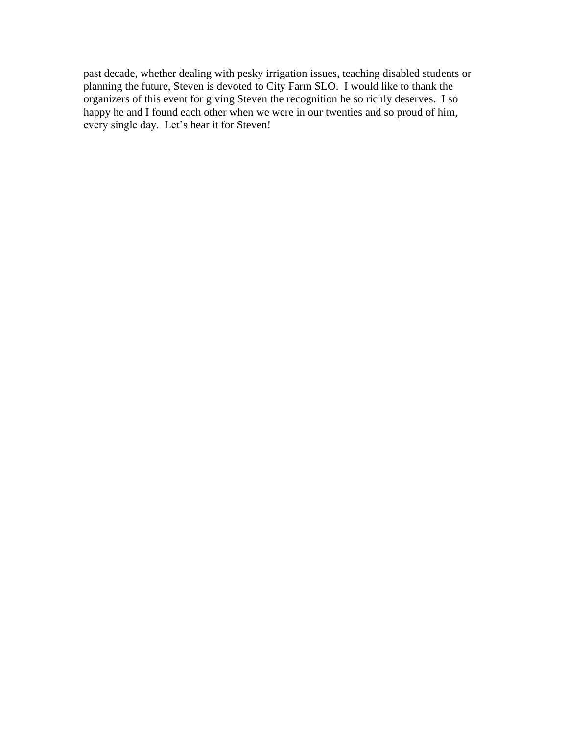past decade, whether dealing with pesky irrigation issues, teaching disabled students or planning the future, Steven is devoted to City Farm SLO. I would like to thank the organizers of this event for giving Steven the recognition he so richly deserves. I so happy he and I found each other when we were in our twenties and so proud of him, every single day. Let's hear it for Steven!